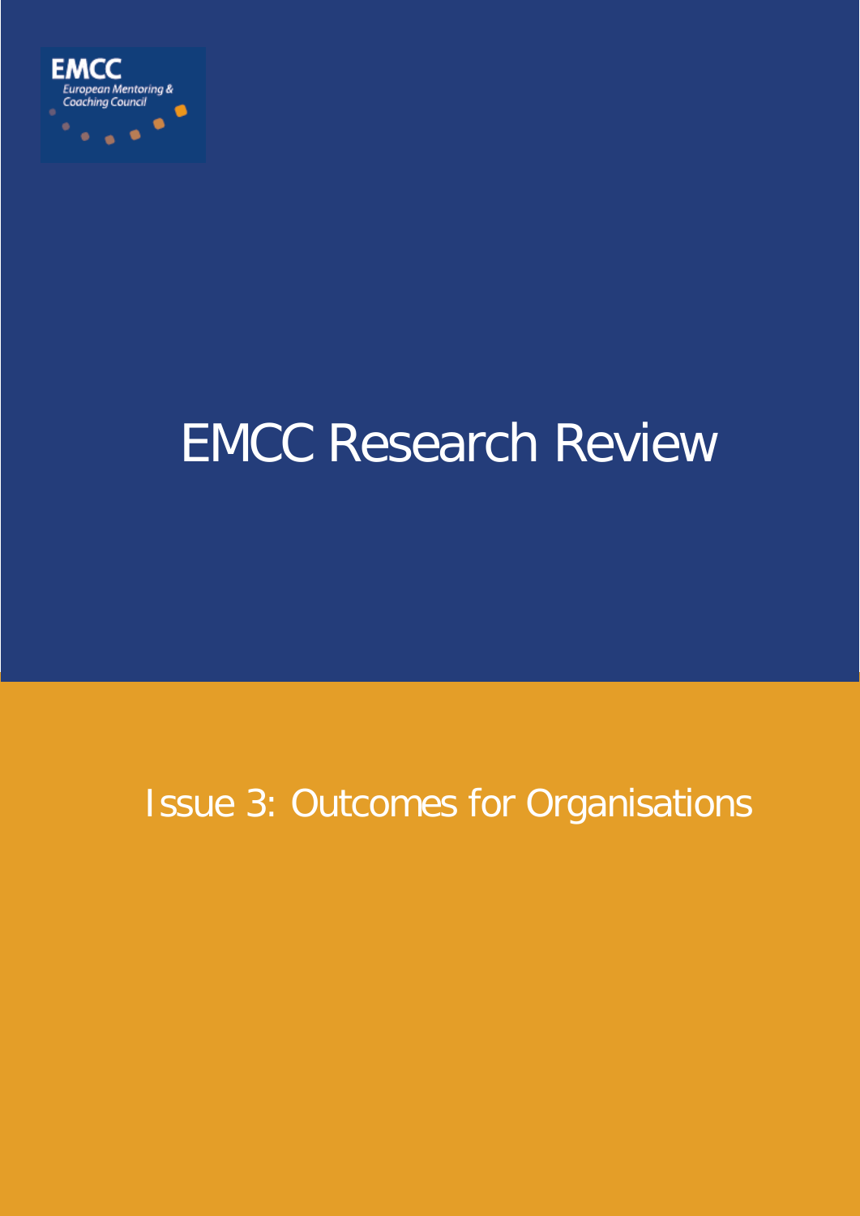EMCC
European Mentoring & Coaching Council

# EMCC Research Review

## Issue 3: Outcomes for Organisations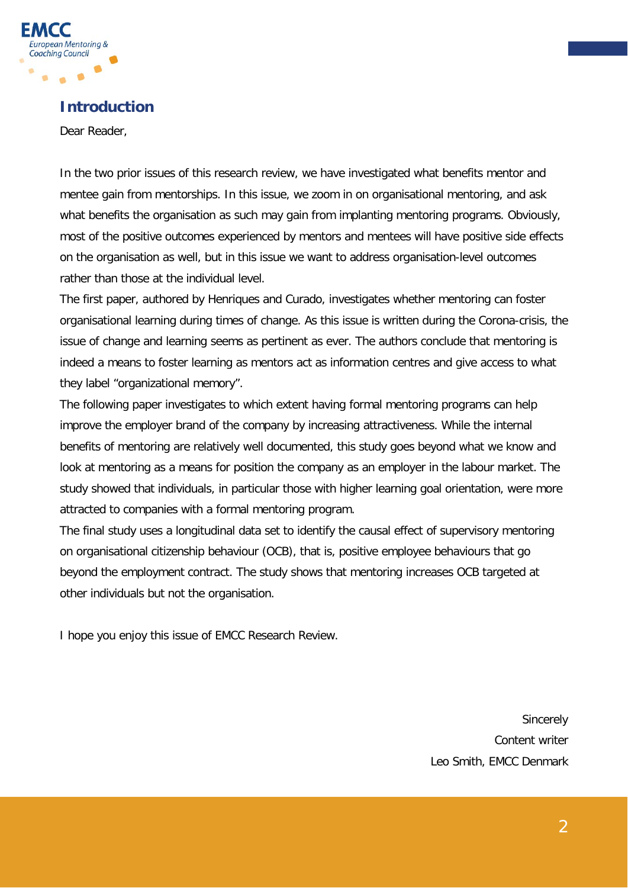## Introduction

Dear Reader,

In the two prior issues of this research review, we have investigated what benefits mentor and mentee gain from mentorships. In this issue, we zoom in on organisational mentoring, and ask what benefits the organisation as such may gain from implanting mentoring programs. Obviously, most of the positive outcomes experienced by mentors and mentees will have positive side effects on the organisation as well, but in this issue we want to address organisation-level outcomes rather than those at the individual level.

The first paper, authored by Henriques and Curado, investigates whether mentoring can foster organisational learning during times of change. As this issue is written during the Corona-crisis, the issue of change and learning seems as pertinent as ever. The authors conclude that mentoring is indeed a means to foster learning as mentors act as information centres and give access to what they label "organizational memory".

The following paper investigates to which extent having formal mentoring programs can help improve the employer brand of the company by increasing attractiveness. While the internal benefits of mentoring are relatively well documented, this study goes beyond what we know and look at mentoring as a means for position the company as an employer in the labour market. The study showed that individuals, in particular those with higher learning goal orientation, were more attracted to companies with a formal mentoring program.

The final study uses a longitudinal data set to identify the causal effect of supervisory mentoring on organisational citizenship behaviour (OCB), that is, positive employee behaviours that go beyond the employment contract. The study shows that mentoring increases OCB targeted at other individuals but not the organisation.

I hope you enjoy this issue of EMCC Research Review.

Sincerely
Content writer
Leo Smith, EMCC Denmark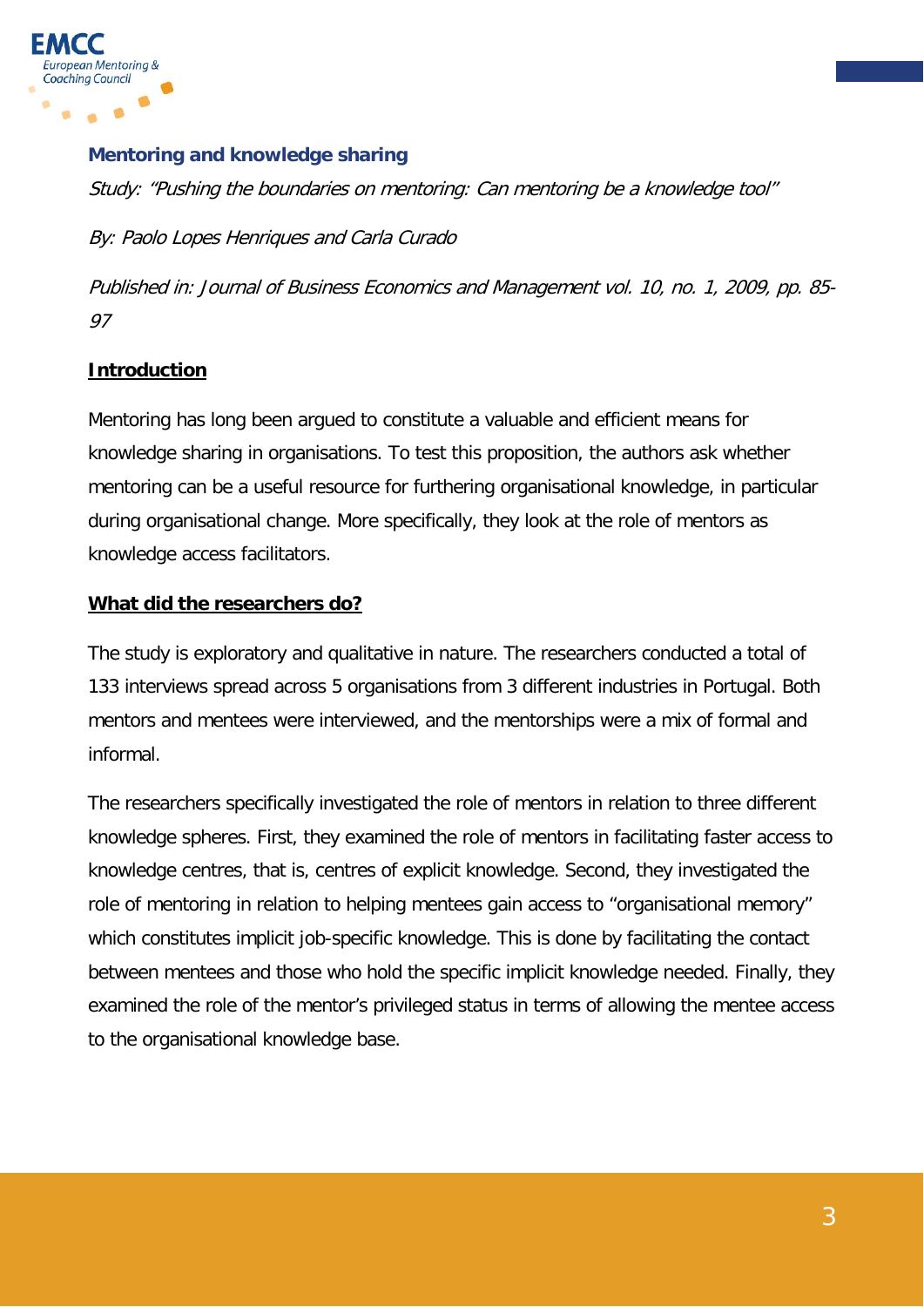## Mentoring and knowledge sharing

*Study: "Pushing the boundaries on mentoring: Can mentoring be a knowledge tool"*

*By: Paolo Lopes Henriques and Carla Curado*

*Published in: Journal of Business Economics and Management vol. 10, no. 1, 2009, pp. 85-97*

### Introduction

Mentoring has long been argued to constitute a valuable and efficient means for knowledge sharing in organisations. To test this proposition, the authors ask whether mentoring can be a useful resource for furthering organisational knowledge, in particular during organisational change. More specifically, they look at the role of mentors as knowledge access facilitators.

### What did the researchers do?

The study is exploratory and qualitative in nature. The researchers conducted a total of 133 interviews spread across 5 organisations from 3 different industries in Portugal. Both mentors and mentees were interviewed, and the mentorships were a mix of formal and informal.

The researchers specifically investigated the role of mentors in relation to three different knowledge spheres. First, they examined the role of mentors in facilitating faster access to knowledge centres, that is, centres of explicit knowledge. Second, they investigated the role of mentoring in relation to helping mentees gain access to "organisational memory" which constitutes implicit job-specific knowledge. This is done by facilitating the contact between mentees and those who hold the specific implicit knowledge needed. Finally, they examined the role of the mentor's privileged status in terms of allowing the mentee access to the organisational knowledge base.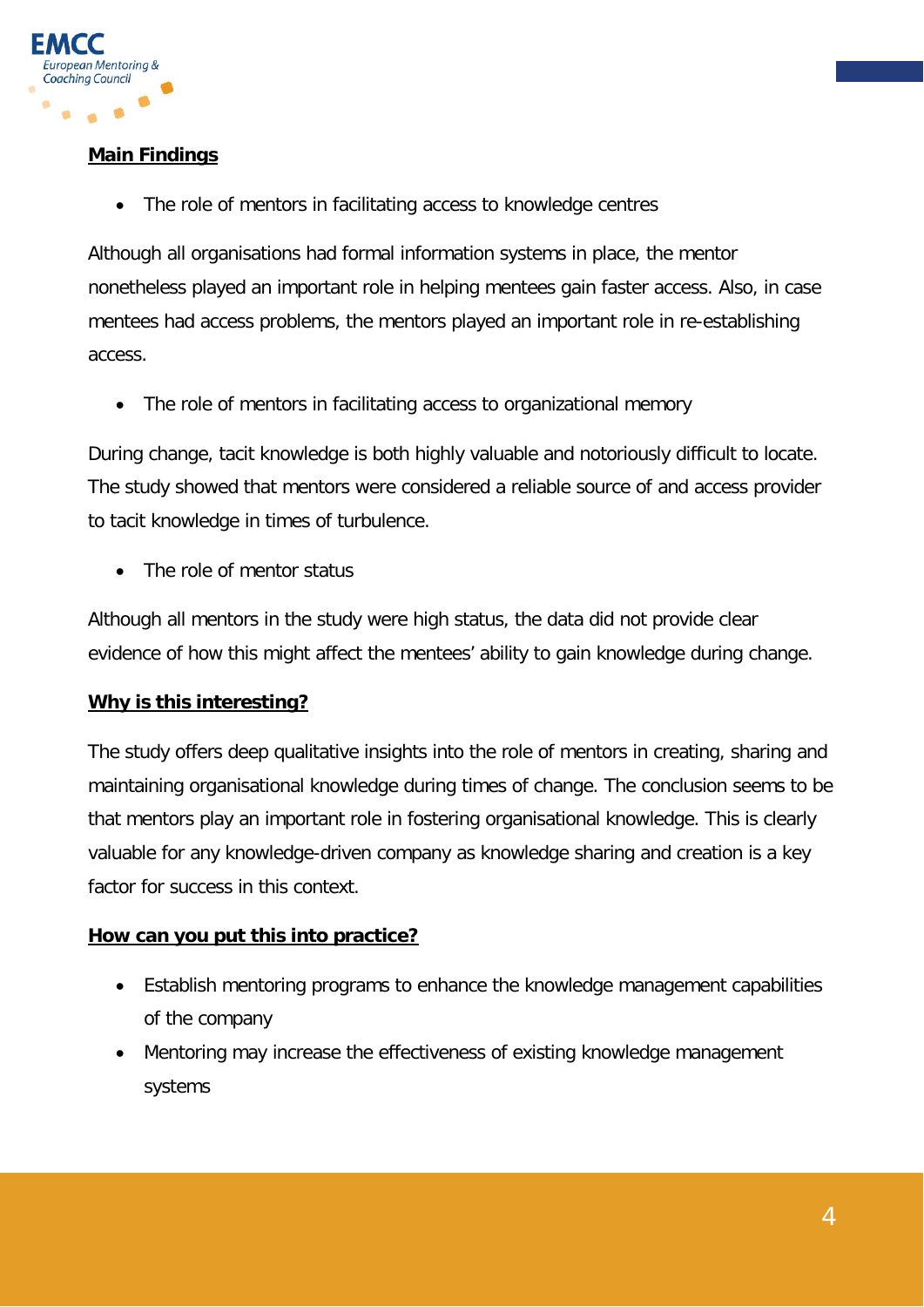## Main Findings

- The role of mentors in facilitating access to knowledge centres

Although all organisations had formal information systems in place, the mentor nonetheless played an important role in helping mentees gain faster access. Also, in case mentees had access problems, the mentors played an important role in re-establishing access.

- The role of mentors in facilitating access to organizational memory

During change, tacit knowledge is both highly valuable and notoriously difficult to locate. The study showed that mentors were considered a reliable source of and access provider to tacit knowledge in times of turbulence.

- The role of mentor status

Although all mentors in the study were high status, the data did not provide clear evidence of how this might affect the mentees' ability to gain knowledge during change.

## Why is this interesting?

The study offers deep qualitative insights into the role of mentors in creating, sharing and maintaining organisational knowledge during times of change. The conclusion seems to be that mentors play an important role in fostering organisational knowledge. This is clearly valuable for any knowledge-driven company as knowledge sharing and creation is a key factor for success in this context.

## How can you put this into practice?

- Establish mentoring programs to enhance the knowledge management capabilities of the company
- Mentoring may increase the effectiveness of existing knowledge management systems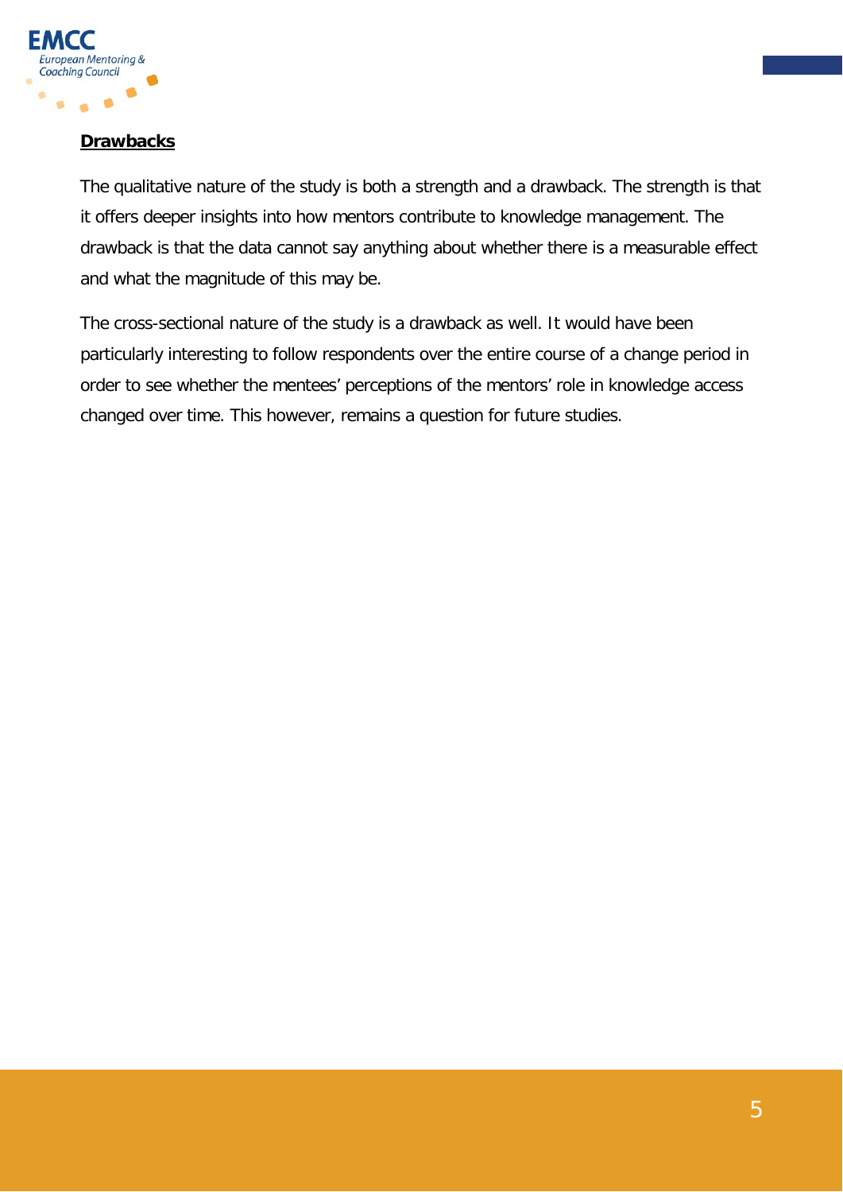**Drawbacks**

The qualitative nature of the study is both a strength and a drawback. The strength is that it offers deeper insights into how mentors contribute to knowledge management. The drawback is that the data cannot say anything about whether there is a measurable effect and what the magnitude of this may be.

The cross-sectional nature of the study is a drawback as well. It would have been particularly interesting to follow respondents over the entire course of a change period in order to see whether the mentees' perceptions of the mentors' role in knowledge access changed over time. This however, remains a question for future studies.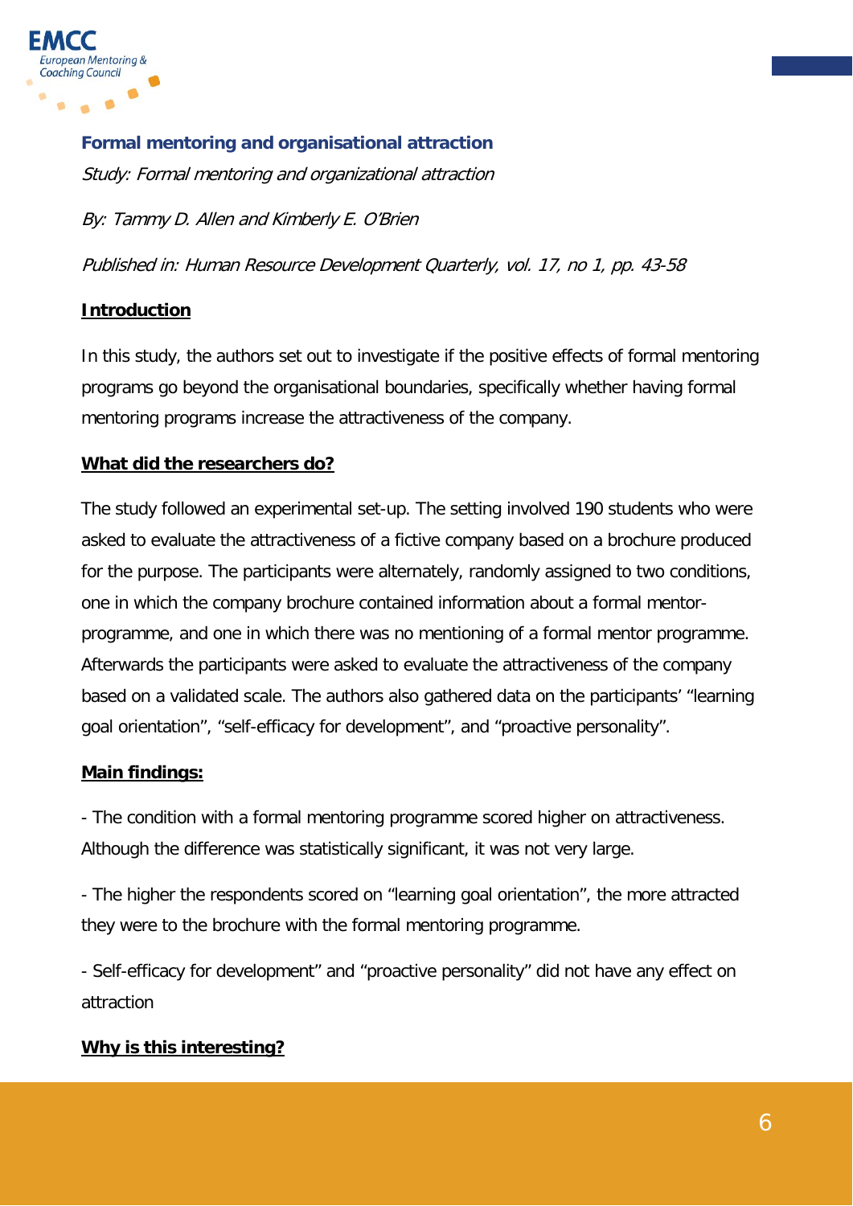## Formal mentoring and organisational attraction

*Study: Formal mentoring and organizational attraction*

*By: Tammy D. Allen and Kimberly E. O'Brien*

*Published in: Human Resource Development Quarterly, vol. 17, no 1, pp. 43-58*

**Introduction**

In this study, the authors set out to investigate if the positive effects of formal mentoring programs go beyond the organisational boundaries, specifically whether having formal mentoring programs increase the attractiveness of the company.

**What did the researchers do?**

The study followed an experimental set-up. The setting involved 190 students who were asked to evaluate the attractiveness of a fictive company based on a brochure produced for the purpose. The participants were alternately, randomly assigned to two conditions, one in which the company brochure contained information about a formal mentor-programme, and one in which there was no mentioning of a formal mentor programme. Afterwards the participants were asked to evaluate the attractiveness of the company based on a validated scale. The authors also gathered data on the participants' "learning goal orientation", "self-efficacy for development", and "proactive personality".

**Main findings:**

- The condition with a formal mentoring programme scored higher on attractiveness. Although the difference was statistically significant, it was not very large.

- The higher the respondents scored on "learning goal orientation", the more attracted they were to the brochure with the formal mentoring programme.

- Self-efficacy for development" and "proactive personality" did not have any effect on attraction

**Why is this interesting?**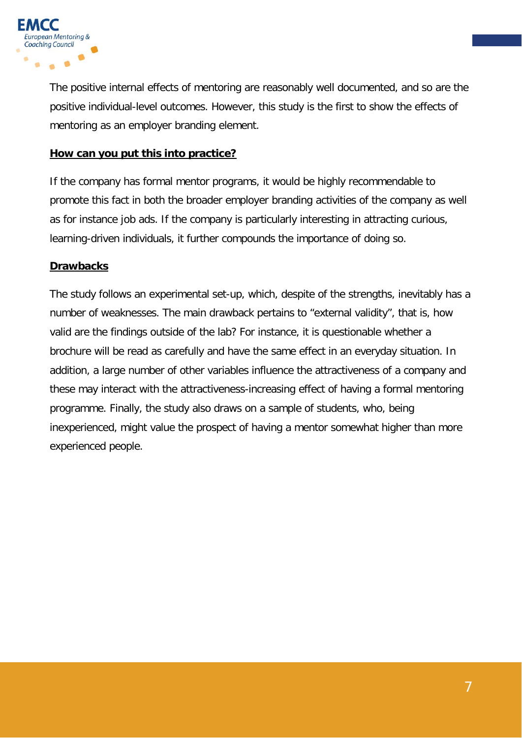The positive internal effects of mentoring are reasonably well documented, and so are the positive individual-level outcomes. However, this study is the first to show the effects of mentoring as an employer branding element.

**How can you put this into practice?**

If the company has formal mentor programs, it would be highly recommendable to promote this fact in both the broader employer branding activities of the company as well as for instance job ads. If the company is particularly interesting in attracting curious, learning-driven individuals, it further compounds the importance of doing so.

**Drawbacks**

The study follows an experimental set-up, which, despite of the strengths, inevitably has a number of weaknesses. The main drawback pertains to “external validity”, that is, how valid are the findings outside of the lab? For instance, it is questionable whether a brochure will be read as carefully and have the same effect in an everyday situation. In addition, a large number of other variables influence the attractiveness of a company and these may interact with the attractiveness-increasing effect of having a formal mentoring programme. Finally, the study also draws on a sample of students, who, being inexperienced, might value the prospect of having a mentor somewhat higher than more experienced people.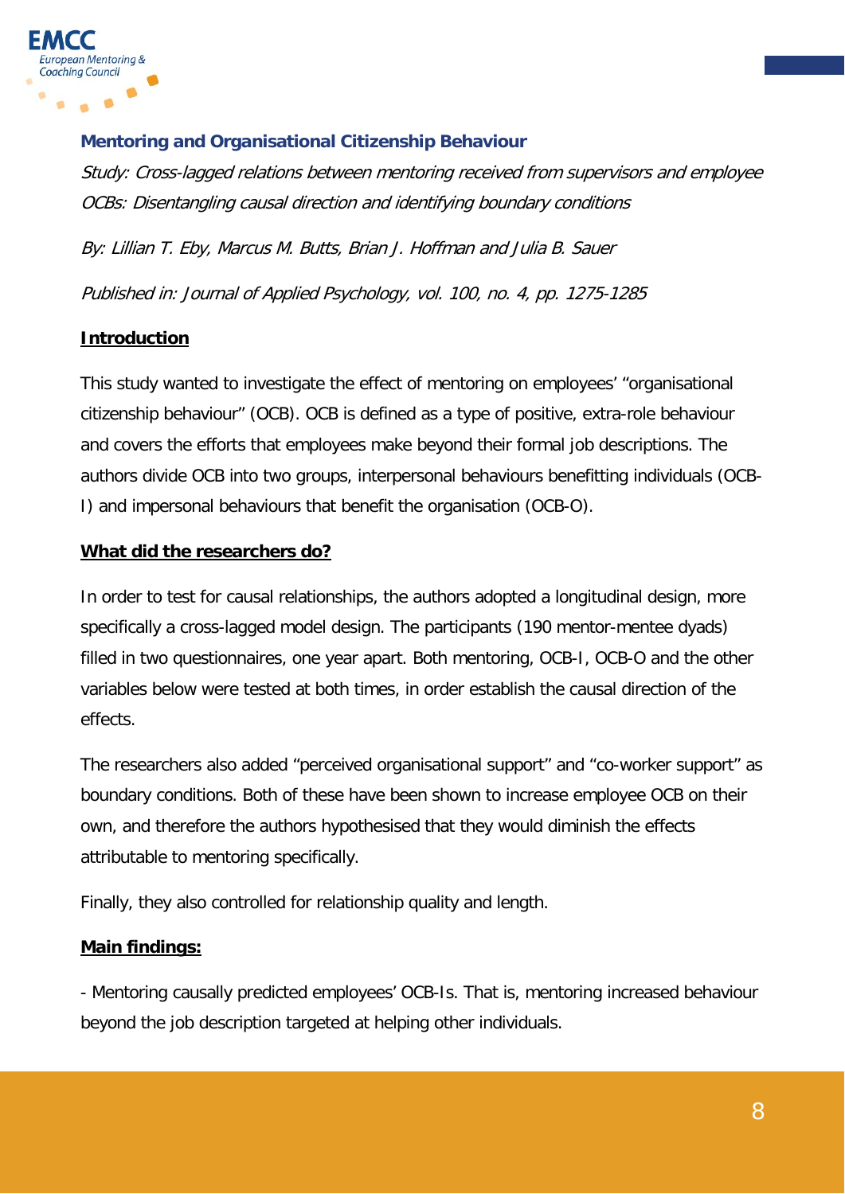## Mentoring and Organisational Citizenship Behaviour

*Study: Cross-lagged relations between mentoring received from supervisors and employee OCBs: Disentangling causal direction and identifying boundary conditions*

*By: Lillian T. Eby, Marcus M. Butts, Brian J. Hoffman and Julia B. Sauer*

*Published in: Journal of Applied Psychology, vol. 100, no. 4, pp. 1275-1285*

### Introduction

This study wanted to investigate the effect of mentoring on employees' "organisational citizenship behaviour" (OCB). OCB is defined as a type of positive, extra-role behaviour and covers the efforts that employees make beyond their formal job descriptions. The authors divide OCB into two groups, interpersonal behaviours benefitting individuals (OCB-I) and impersonal behaviours that benefit the organisation (OCB-O).

### What did the researchers do?

In order to test for causal relationships, the authors adopted a longitudinal design, more specifically a cross-lagged model design. The participants (190 mentor-mentee dyads) filled in two questionnaires, one year apart. Both mentoring, OCB-I, OCB-O and the other variables below were tested at both times, in order establish the causal direction of the effects.

The researchers also added "perceived organisational support" and "co-worker support" as boundary conditions. Both of these have been shown to increase employee OCB on their own, and therefore the authors hypothesised that they would diminish the effects attributable to mentoring specifically.

Finally, they also controlled for relationship quality and length.

### Main findings:

- Mentoring causally predicted employees' OCB-Is. That is, mentoring increased behaviour beyond the job description targeted at helping other individuals.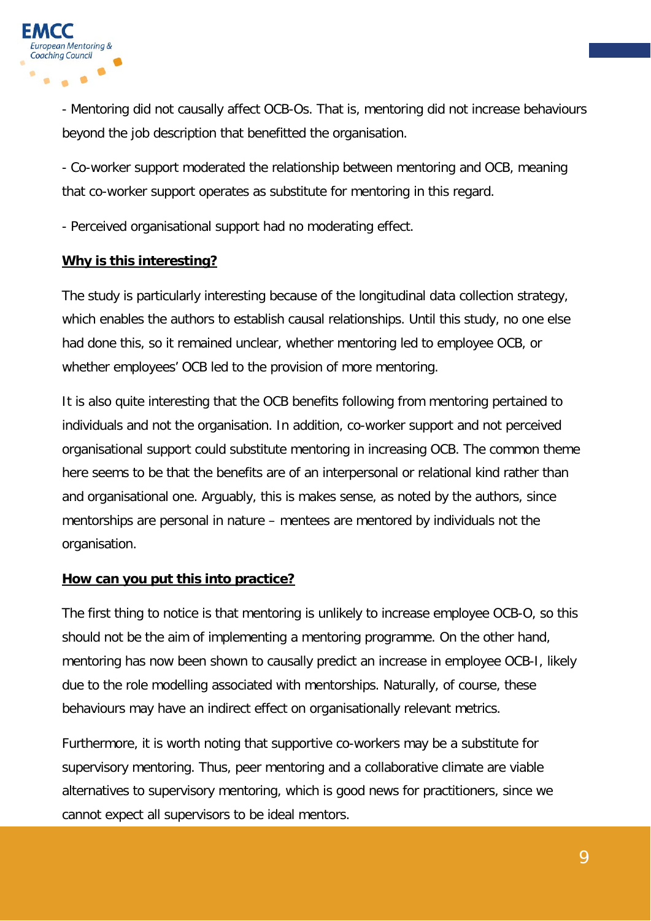- Mentoring did not causally affect OCB-Os. That is, mentoring did not increase behaviours beyond the job description that benefitted the organisation.

- Co-worker support moderated the relationship between mentoring and OCB, meaning that co-worker support operates as substitute for mentoring in this regard.

- Perceived organisational support had no moderating effect.

**Why is this interesting?**

The study is particularly interesting because of the longitudinal data collection strategy, which enables the authors to establish causal relationships. Until this study, no one else had done this, so it remained unclear, whether mentoring led to employee OCB, or whether employees' OCB led to the provision of more mentoring.

It is also quite interesting that the OCB benefits following from mentoring pertained to individuals and not the organisation. In addition, co-worker support and not perceived organisational support could substitute mentoring in increasing OCB. The common theme here seems to be that the benefits are of an interpersonal or relational kind rather than and organisational one. Arguably, this is makes sense, as noted by the authors, since mentorships are personal in nature – mentees are mentored by individuals not the organisation.

**How can you put this into practice?**

The first thing to notice is that mentoring is unlikely to increase employee OCB-O, so this should not be the aim of implementing a mentoring programme. On the other hand, mentoring has now been shown to causally predict an increase in employee OCB-I, likely due to the role modelling associated with mentorships. Naturally, of course, these behaviours may have an indirect effect on organisationally relevant metrics.

Furthermore, it is worth noting that supportive co-workers may be a substitute for supervisory mentoring. Thus, peer mentoring and a collaborative climate are viable alternatives to supervisory mentoring, which is good news for practitioners, since we cannot expect all supervisors to be ideal mentors.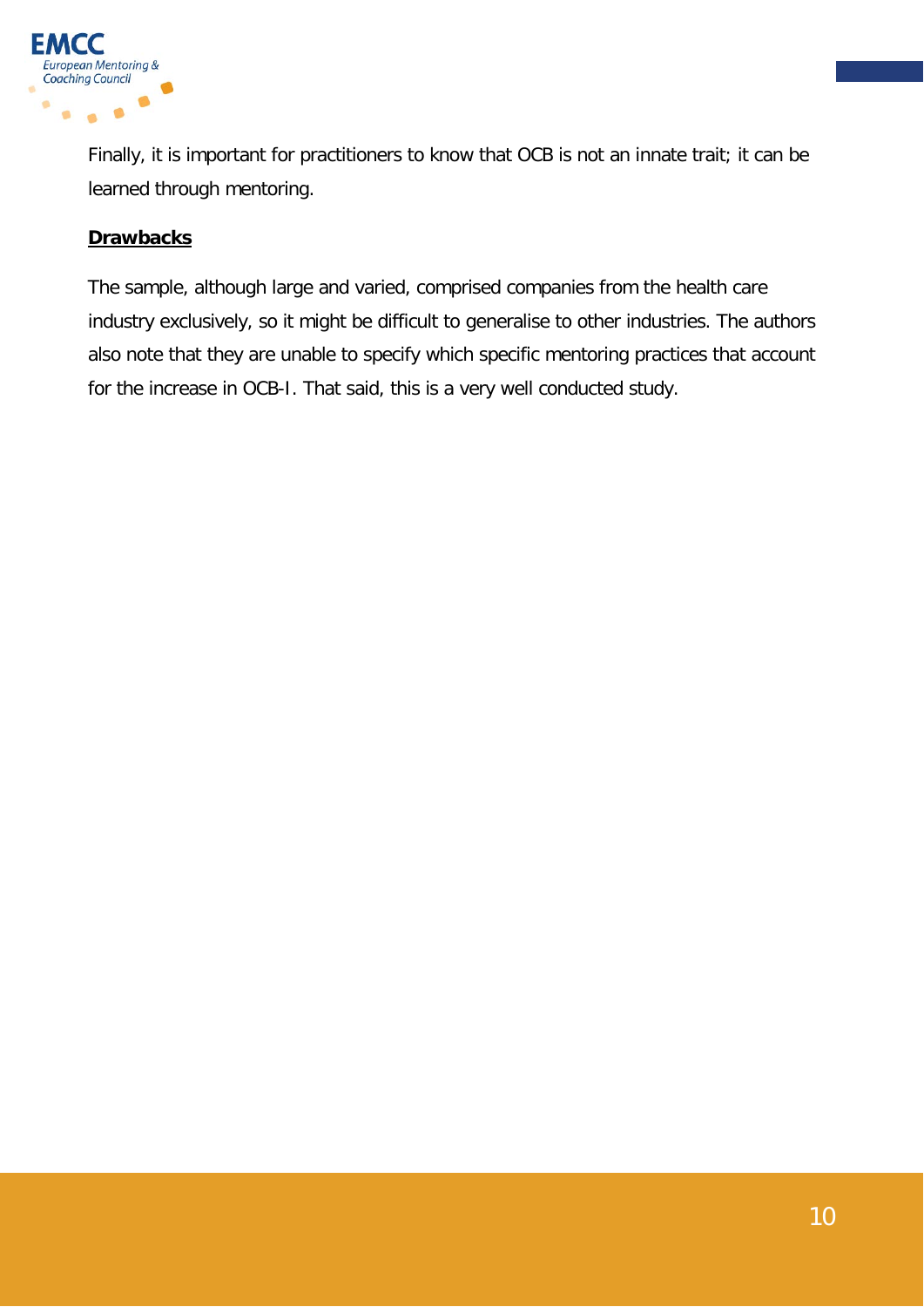Finally, it is important for practitioners to know that OCB is not an innate trait; it can be learned through mentoring.

**Drawbacks**

The sample, although large and varied, comprised companies from the health care industry exclusively, so it might be difficult to generalise to other industries. The authors also note that they are unable to specify which specific mentoring practices that account for the increase in OCB-I. That said, this is a very well conducted study.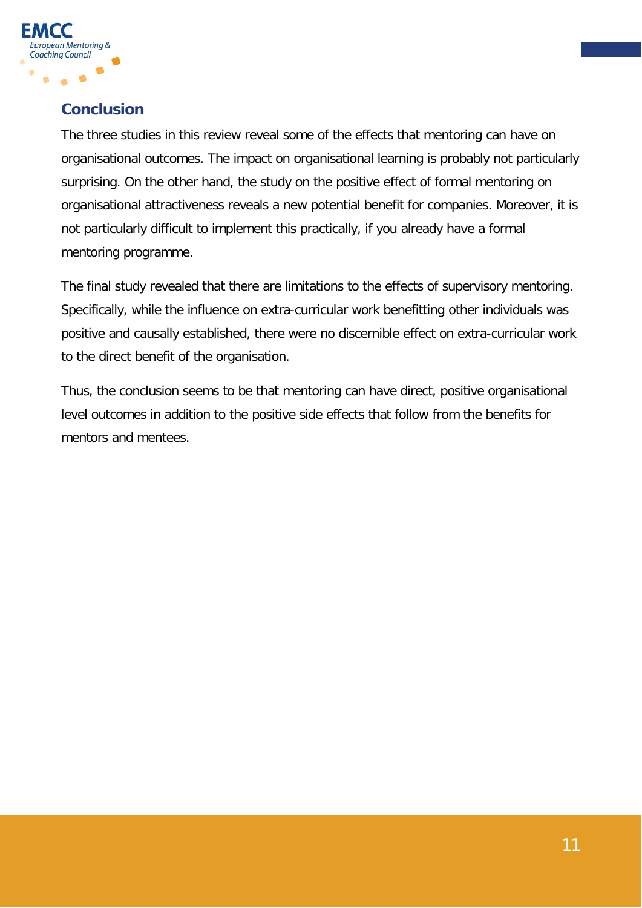## Conclusion

The three studies in this review reveal some of the effects that mentoring can have on organisational outcomes. The impact on organisational learning is probably not particularly surprising. On the other hand, the study on the positive effect of formal mentoring on organisational attractiveness reveals a new potential benefit for companies. Moreover, it is not particularly difficult to implement this practically, if you already have a formal mentoring programme.

The final study revealed that there are limitations to the effects of supervisory mentoring. Specifically, while the influence on extra-curricular work benefitting other individuals was positive and causally established, there were no discernible effect on extra-curricular work to the direct benefit of the organisation.

Thus, the conclusion seems to be that mentoring can have direct, positive organisational level outcomes in addition to the positive side effects that follow from the benefits for mentors and mentees.